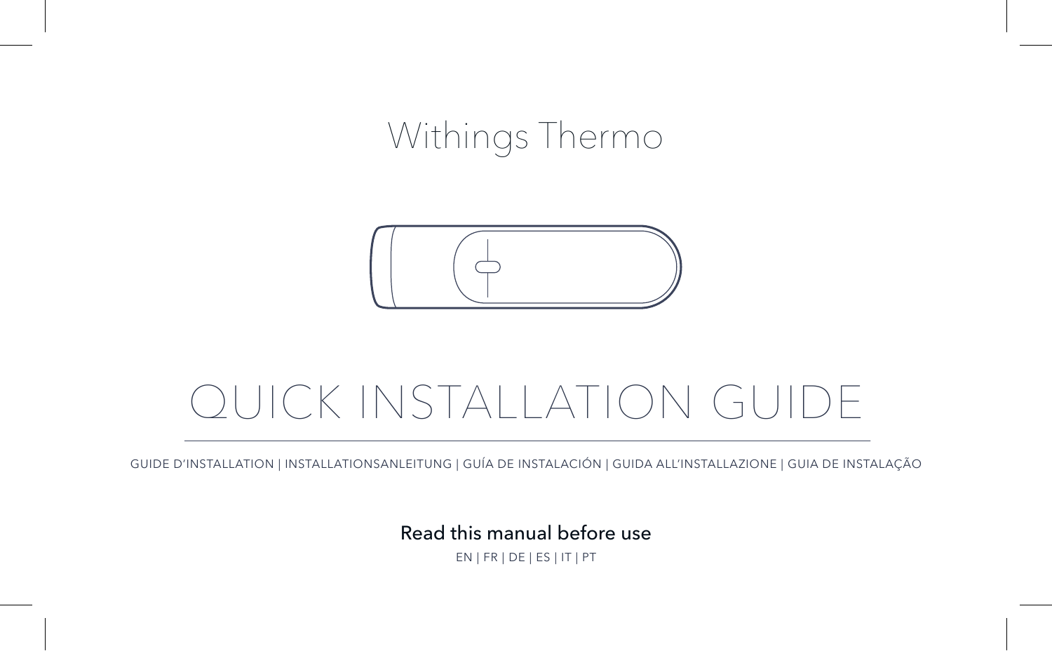# Withings Thermo

# QUICK INSTALLATION GUIDE

GUIDE D'INSTALLATION | INSTALLATIONSANLEITUNG | GUÍA DE INSTALACIÓN | GUIDA ALL'INSTALLAZIONE | GUIA DE INSTALAÇÃO

**Read this manual before use**

EN | FR | DE | ES | IT | PT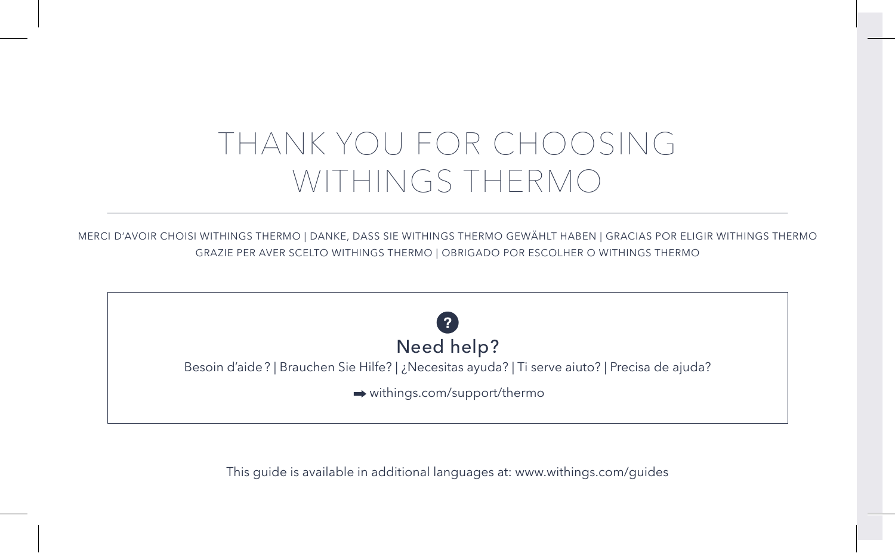# THANK YOU FOR CHOOSING WITHINGS THERMO

MERCI D'AVOIR CHOISI WITHINGS THERMO | DANKE, DASS SIE WITHINGS THERMO GEWÄHLT HABEN | GRACIAS POR ELIGIR WITHINGS THERMO
GRAZIE PER AVER SCELTO WITHINGS THERMO | OBRIGADO POR ESCOLHER O WITHINGS THERMO

## Need help?

Besoin d'aide ? | Brauchen Sie Hilfe? | ¿Necesitas ayuda? | Ti serve aiuto? | Precisa de ajuda?

➡ withings.com/support/thermo

This guide is available in additional languages at: www.withings.com/guides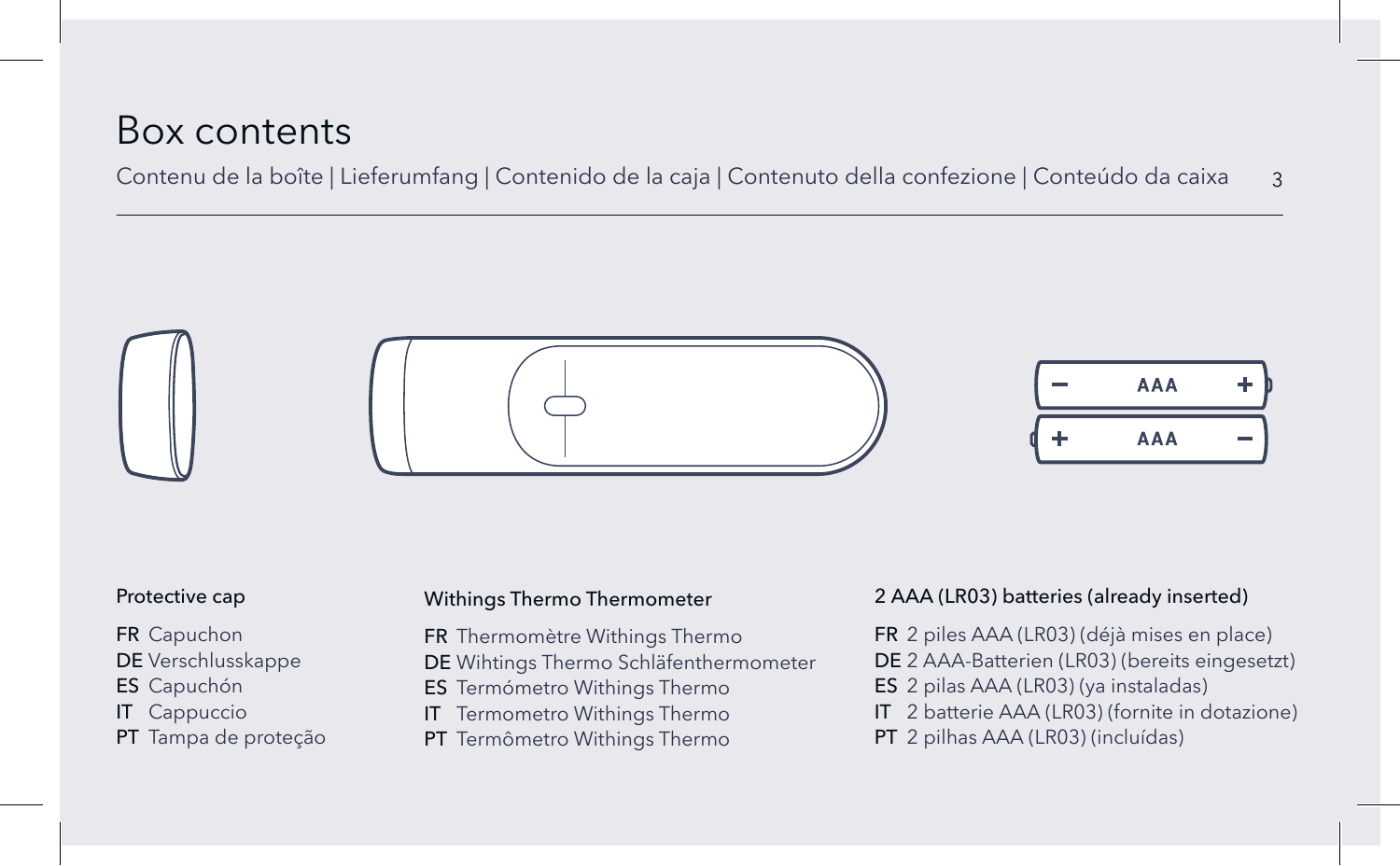# Box contents

Contenu de la boîte | Lieferumfang | Contenido de la caja | Contenuto della confezione | Conteúdo da caixa

---

**Protective cap**

FR Capuchon
DE Verschlusskappe
ES Capuchón
IT Cappuccio
PT Tampa de proteção

**Withings Thermo Thermometer**

FR Thermomètre Withings Thermo
DE Wihtings Thermo Schläfenthermometer
ES Termómetro Withings Thermo
IT Termometro Withings Thermo
PT Termômetro Withings Thermo

**2 AAA (LR03) batteries (already inserted)**

FR 2 piles AAA (LR03) (déjà mises en place)
DE 2 AAA-Batterien (LR03) (bereits eingesetzt)
ES 2 pilas AAA (LR03) (ya instaladas)
IT 2 batterie AAA (LR03) (fornite in dotazione)
PT 2 pilhas AAA (LR03) (incluídas)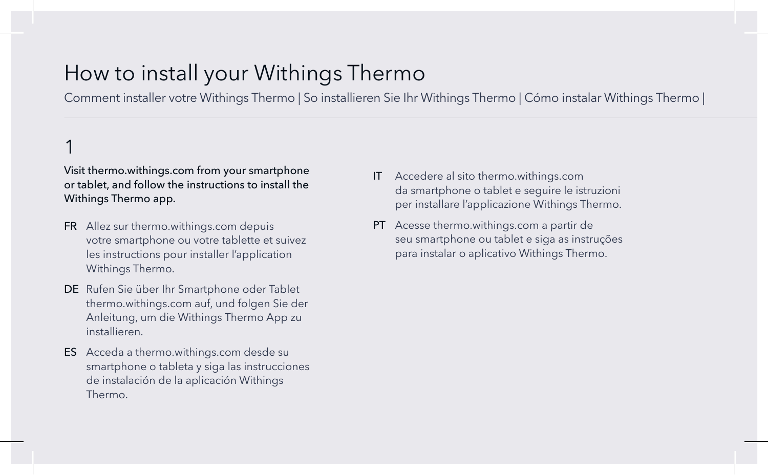# How to install your Withings Thermo

Comment installer votre Withings Thermo | So installieren Sie Ihr Withings Thermo | Cómo instalar Withings Thermo |

---

## 1

**Visit thermo.withings.com from your smartphone or tablet, and follow the instructions to install the Withings Thermo app.**

**FR** Allez sur thermo.withings.com depuis votre smartphone ou votre tablette et suivez les instructions pour installer l'application Withings Thermo.

**DE** Rufen Sie über Ihr Smartphone oder Tablet thermo.withings.com auf, und folgen Sie der Anleitung, um die Withings Thermo App zu installieren.

**ES** Acceda a thermo.withings.com desde su smartphone o tableta y siga las instrucciones de instalación de la aplicación Withings Thermo.

**IT** Accedere al sito thermo.withings.com da smartphone o tablet e seguire le istruzioni per installare l'applicazione Withings Thermo.

**PT** Acesse thermo.withings.com a partir de seu smartphone ou tablet e siga as instruções para instalar o aplicativo Withings Thermo.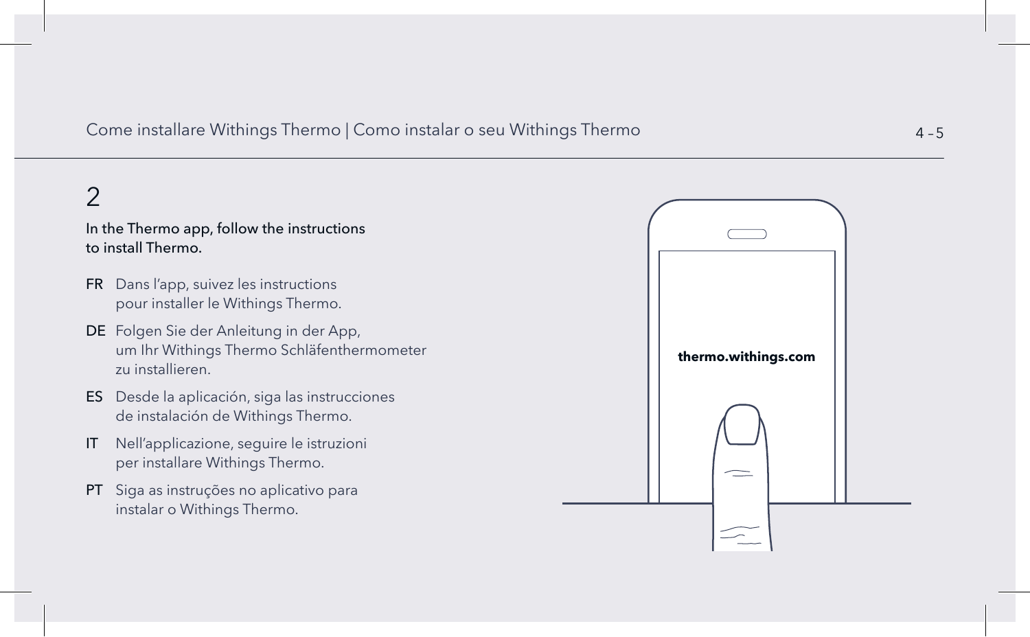## 2

**In the Thermo app, follow the instructions to install Thermo.**

**FR** Dans l'app, suivez les instructions pour installer le Withings Thermo.

**DE** Folgen Sie der Anleitung in der App, um Ihr Withings Thermo Schläfenthermometer zu installieren.

**ES** Desde la aplicación, siga las instrucciones de instalación de Withings Thermo.

**IT** Nell'applicazione, seguire le istruzioni per installare Withings Thermo.

**PT** Siga as instruções no aplicativo para instalar o Withings Thermo.

**thermo.withings.com**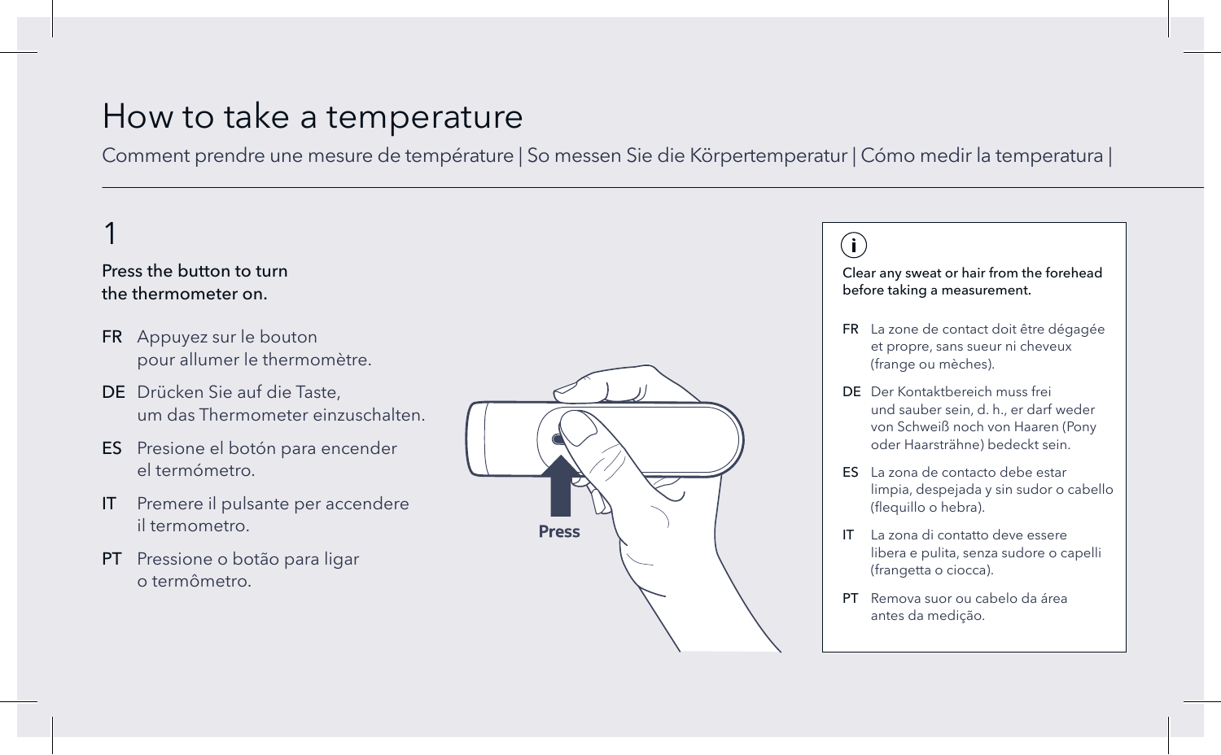# How to take a temperature

Comment prendre une mesure de température | So messen Sie die Körpertemperatur | Cómo medir la temperatura |

## 1

**Press the button to turn the thermometer on.**

**FR** Appuyez sur le bouton pour allumer le thermomètre.

**DE** Drücken Sie auf die Taste, um das Thermometer einzuschalten.

**ES** Presione el botón para encender el termómetro.

**IT** Premere il pulsante per accendere il termometro.

**PT** Pressione o botão para ligar o termômetro.

Press

> ⓘ
>
> **Clear any sweat or hair from the forehead before taking a measurement.**
>
> **FR** La zone de contact doit être dégagée et propre, sans sueur ni cheveux (frange ou mèches).
>
> **DE** Der Kontaktbereich muss frei und sauber sein, d. h., er darf weder von Schweiß noch von Haaren (Pony oder Haarsträhne) bedeckt sein.
>
> **ES** La zona de contacto debe estar limpia, despejada y sin sudor o cabello (flequillo o hebra).
>
> **IT** La zona di contatto deve essere libera e pulita, senza sudore o capelli (frangetta o ciocca).
>
> **PT** Remova suor ou cabelo da área antes da medição.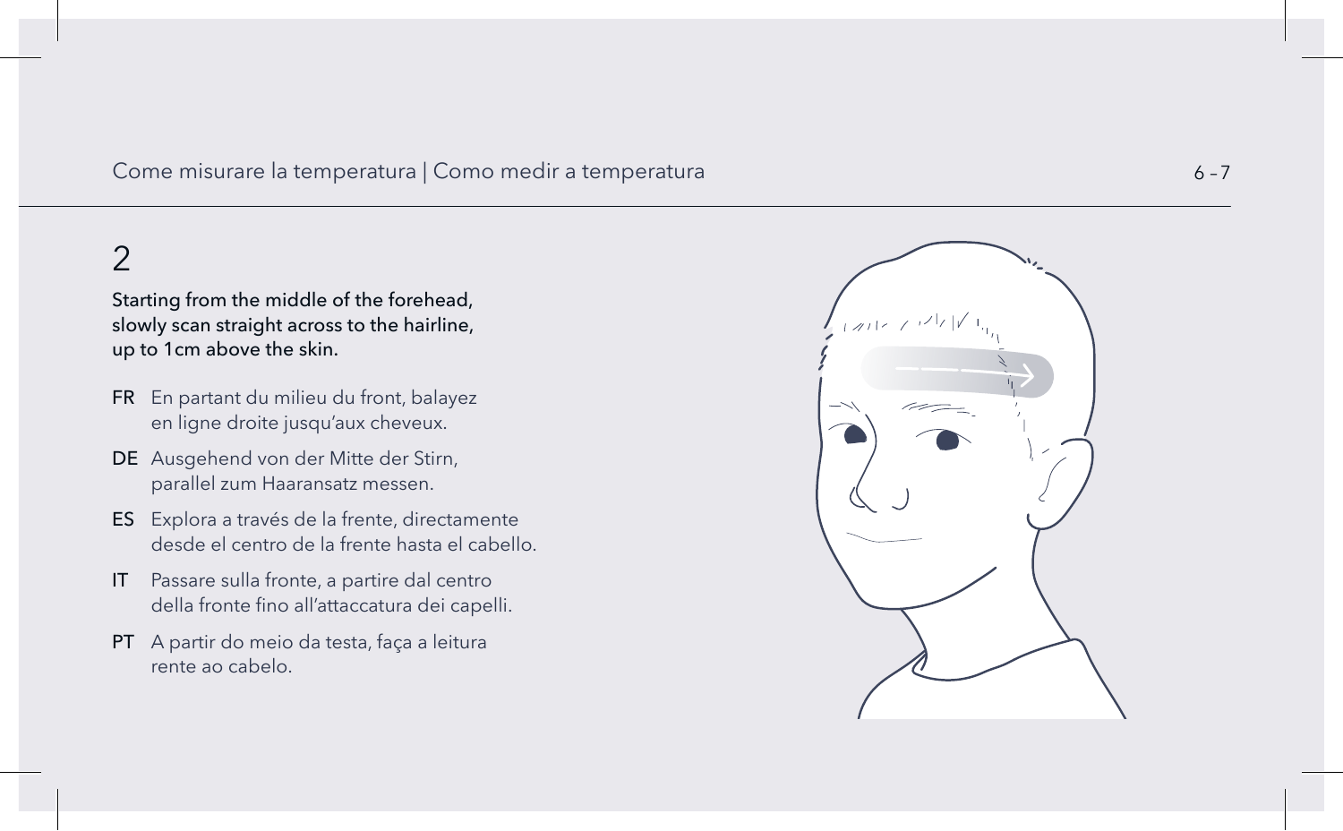## 2

**Starting from the middle of the forehead, slowly scan straight across to the hairline, up to 1cm above the skin.**

**FR** En partant du milieu du front, balayez en ligne droite jusqu'aux cheveux.

**DE** Ausgehend von der Mitte der Stirn, parallel zum Haaransatz messen.

**ES** Explora a través de la frente, directamente desde el centro de la frente hasta el cabello.

**IT** Passare sulla fronte, a partire dal centro della fronte fino all'attaccatura dei capelli.

**PT** A partir do meio da testa, faça a leitura rente ao cabelo.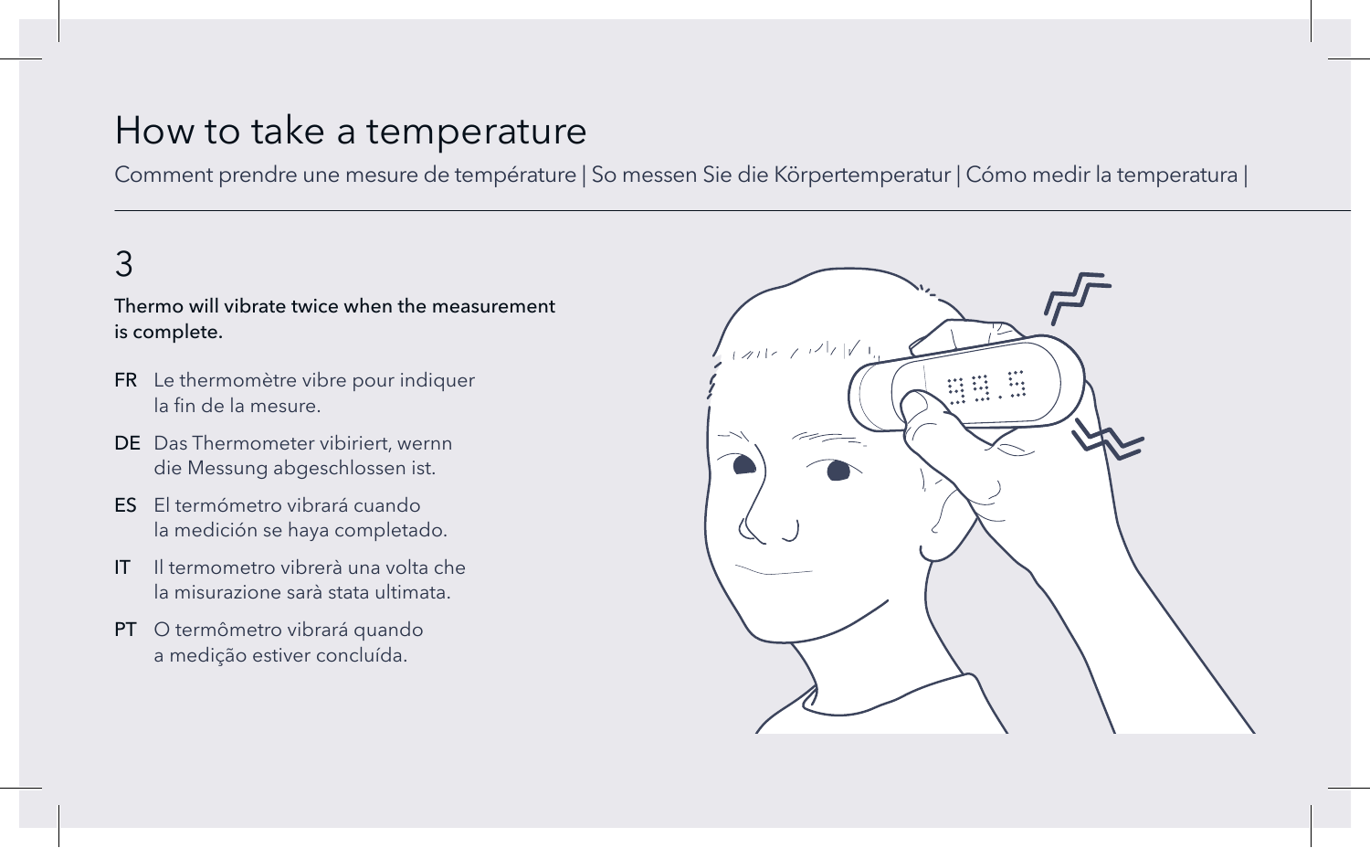# How to take a temperature

Comment prendre une mesure de température | So messen Sie die Körpertemperatur | Cómo medir la temperatura |

## 3

**Thermo will vibrate twice when the measurement is complete.**

FR Le thermomètre vibre pour indiquer la fin de la mesure.

DE Das Thermometer vibiriert, wernn die Messung abgeschlossen ist.

ES El termómetro vibrará cuando la medición se haya completado.

IT Il termometro vibrerà una volta che la misurazione sarà stata ultimata.

PT O termômetro vibrará quando a medição estiver concluída.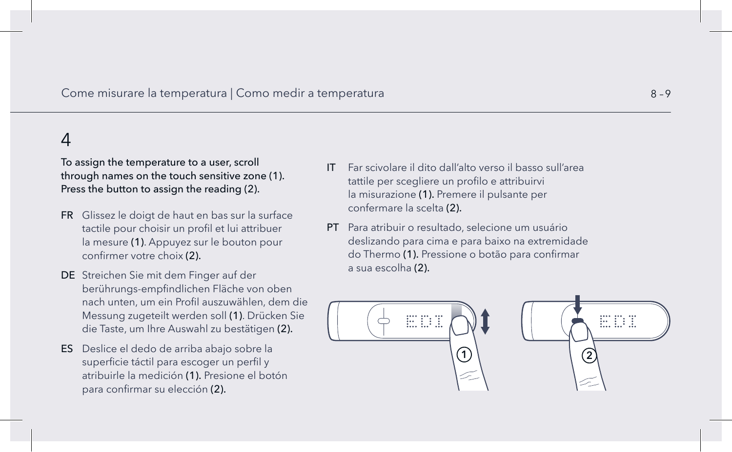# 4

**To assign the temperature to a user, scroll through names on the touch sensitive zone (1). Press the button to assign the reading (2).**

**FR** Glissez le doigt de haut en bas sur la surface tactile pour choisir un profil et lui attribuer la mesure **(1)**. Appuyez sur le bouton pour confirmer votre choix **(2).**

**DE** Streichen Sie mit dem Finger auf der berührungs-empfindlichen Fläche von oben nach unten, um ein Profil auszuwählen, dem die Messung zugeteilt werden soll **(1)**. Drücken Sie die Taste, um Ihre Auswahl zu bestätigen **(2).**

**ES** Deslice el dedo de arriba abajo sobre la superficie táctil para escoger un perfil y atribuirle la medición **(1).** Presione el botón para confirmar su elección **(2).**

**IT** Far scivolare il dito dall'alto verso il basso sull'area tattile per scegliere un profilo e attribuirvi la misurazione **(1).** Premere il pulsante per confermare la scelta **(2).**

**PT** Para atribuir o resultado, selecione um usuário deslizando para cima e para baixo na extremidade do Thermo **(1).** Pressione o botão para confirmar a sua escolha **(2).**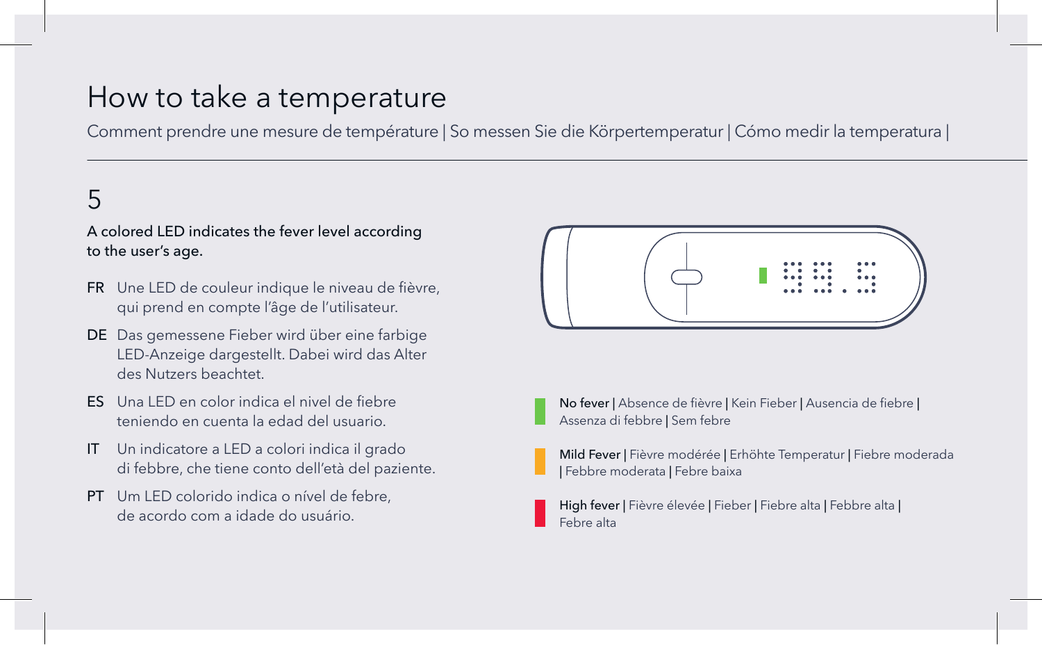# How to take a temperature

Comment prendre une mesure de température | So messen Sie die Körpertemperatur | Cómo medir la temperatura |

## 5

A colored LED indicates the fever level according to the user's age.

- **FR** Une LED de couleur indique le niveau de fièvre, qui prend en compte l'âge de l'utilisateur.
- **DE** Das gemessene Fieber wird über eine farbige LED-Anzeige dargestellt. Dabei wird das Alter des Nutzers beachtet.
- **ES** Una LED en color indica el nivel de fiebre teniendo en cuenta la edad del usuario.
- **IT** Un indicatore a LED a colori indica il grado di febbre, che tiene conto dell'età del paziente.
- **PT** Um LED colorido indica o nível de febre, de acordo com a idade do usuário.

**No fever** | Absence de fièvre | Kein Fieber | Ausencia de fiebre | Assenza di febbre | Sem febre

**Mild Fever** | Fièvre modérée | Erhöhte Temperatur | Fiebre moderada | Febbre moderata | Febre baixa

**High fever** | Fièvre élevée | Fieber | Fiebre alta | Febbre alta | Febre alta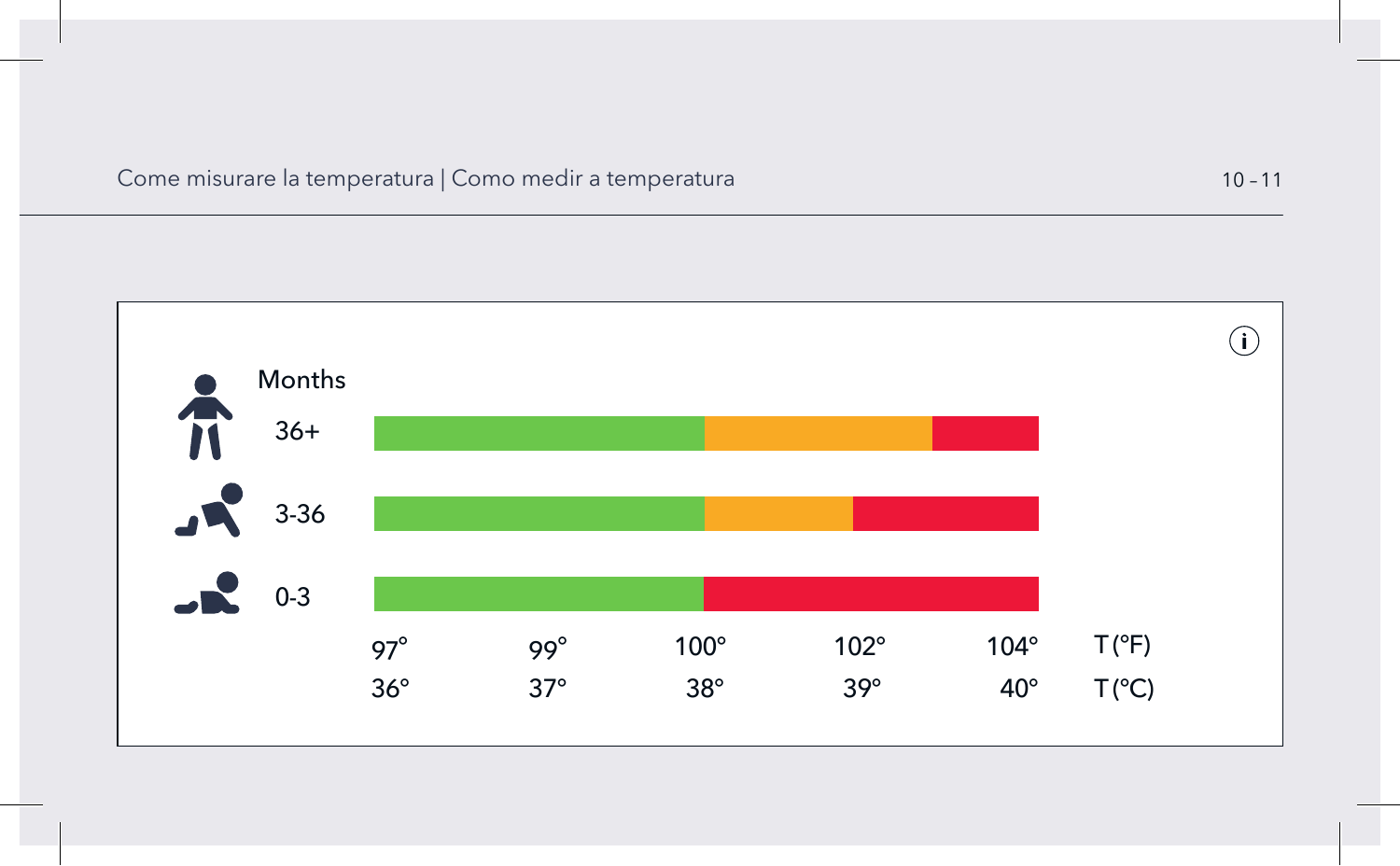Months

36+

3-36

0-3

| 97° | 99° | 100° | 102° | 104° | T (°F) |
| --- | --- | --- | --- | --- | --- |
| 36° | 37° | 38° | 39° | 40° | T (°C) |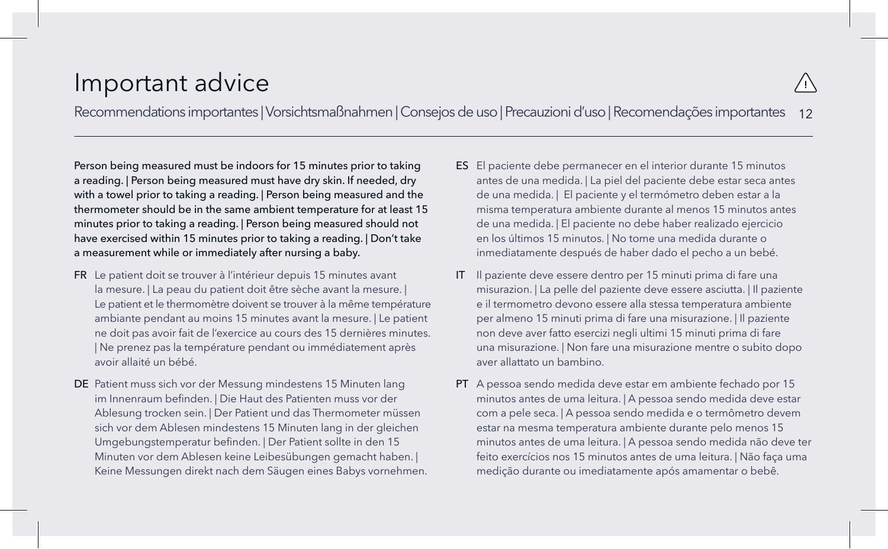# Important advice

Recommendations importantes | Vorsichtsmaßnahmen | Consejos de uso | Precauzioni d'uso | Recomendações importantes

**Person being measured must be indoors for 15 minutes prior to taking a reading. | Person being measured must have dry skin. If needed, dry with a towel prior to taking a reading. | Person being measured and the thermometer should be in the same ambient temperature for at least 15 minutes prior to taking a reading. | Person being measured should not have exercised within 15 minutes prior to taking a reading. | Don't take a measurement while or immediately after nursing a baby.**

**FR** Le patient doit se trouver à l'intérieur depuis 15 minutes avant la mesure. | La peau du patient doit être sèche avant la mesure. | Le patient et le thermomètre doivent se trouver à la même température ambiante pendant au moins 15 minutes avant la mesure. | Le patient ne doit pas avoir fait de l'exercice au cours des 15 dernières minutes. | Ne prenez pas la température pendant ou immédiatement après avoir allaité un bébé.

**DE** Patient muss sich vor der Messung mindestens 15 Minuten lang im Innenraum befinden. | Die Haut des Patienten muss vor der Ablesung trocken sein. | Der Patient und das Thermometer müssen sich vor dem Ablesen mindestens 15 Minuten lang in der gleichen Umgebungstemperatur befinden. | Der Patient sollte in den 15 Minuten vor dem Ablesen keine Leibesübungen gemacht haben. | Keine Messungen direkt nach dem Säugen eines Babys vornehmen.

**ES** El paciente debe permanecer en el interior durante 15 minutos antes de una medida. | La piel del paciente debe estar seca antes de una medida. | El paciente y el termómetro deben estar a la misma temperatura ambiente durante al menos 15 minutos antes de una medida. | El paciente no debe haber realizado ejercicio en los últimos 15 minutos. | No tome una medida durante o inmediatamente después de haber dado el pecho a un bebé.

**IT** Il paziente deve essere dentro per 15 minuti prima di fare una misurazion. | La pelle del paziente deve essere asciutta. | Il paziente e il termometro devono essere alla stessa temperatura ambiente per almeno 15 minuti prima di fare una misurazione. | Il paziente non deve aver fatto esercizi negli ultimi 15 minuti prima di fare una misurazione. | Non fare una misurazione mentre o subito dopo aver allattato un bambino.

**PT** A pessoa sendo medida deve estar em ambiente fechado por 15 minutos antes de uma leitura. | A pessoa sendo medida deve estar com a pele seca. | A pessoa sendo medida e o termômetro devem estar na mesma temperatura ambiente durante pelo menos 15 minutos antes de uma leitura. | A pessoa sendo medida não deve ter feito exercícios nos 15 minutos antes de uma leitura. | Não faça uma medição durante ou imediatamente após amamentar o bebê.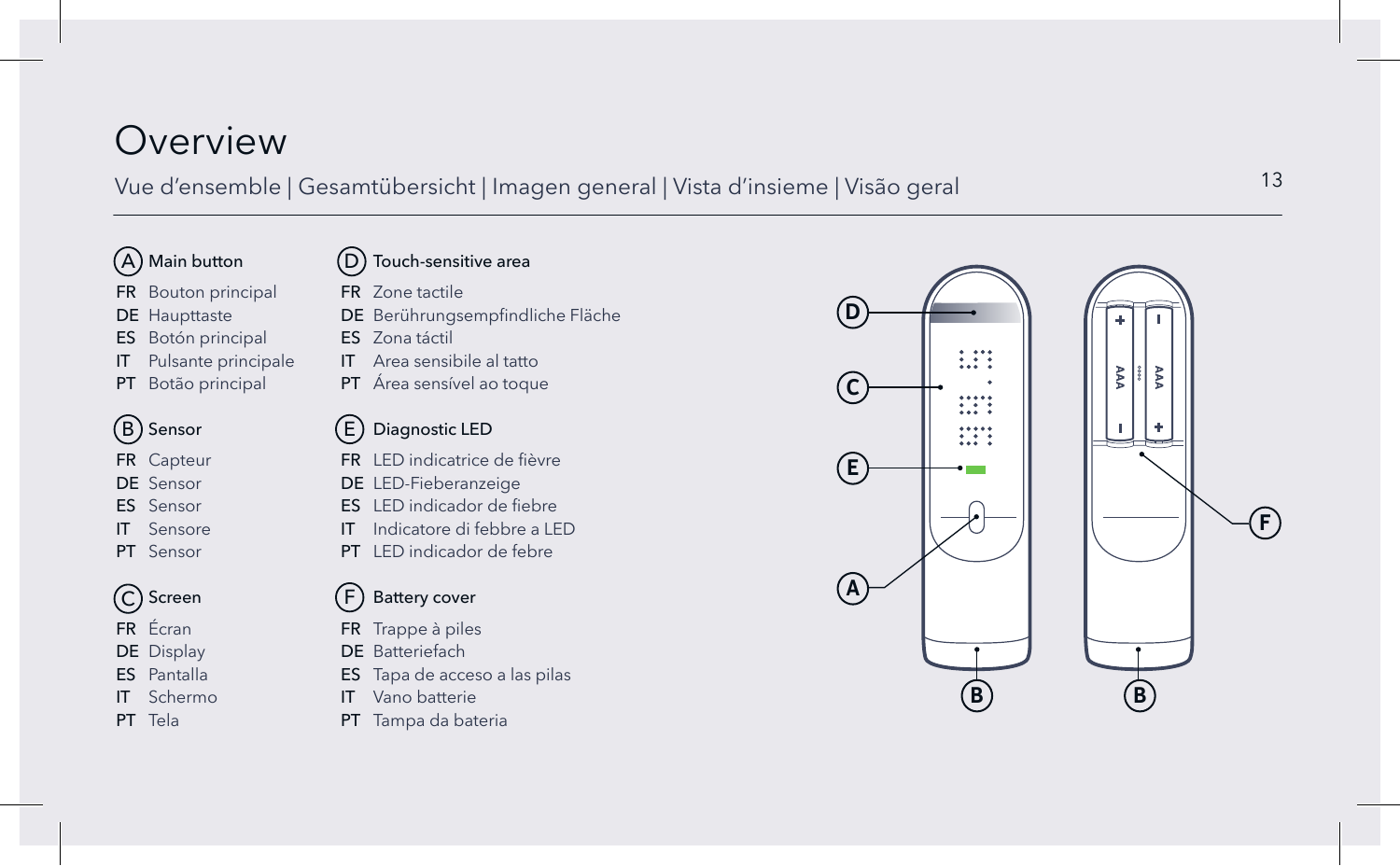# Overview

Vue d'ensemble | Gesamtübersicht | Imagen general | Vista d'insieme | Visão geral

**Ⓐ Main button**

- FR Bouton principal
- DE Haupttaste
- ES Botón principal
- IT Pulsante principale
- PT Botão principal

**Ⓑ Sensor**

- FR Capteur
- DE Sensor
- ES Sensor
- IT Sensore
- PT Sensor

**Ⓒ Screen**

- FR Écran
- DE Display
- ES Pantalla
- IT Schermo
- PT Tela

**Ⓓ Touch-sensitive area**

- FR Zone tactile
- DE Berührungsempfindliche Fläche
- ES Zona táctil
- IT Area sensibile al tatto
- PT Área sensível ao toque

**Ⓔ Diagnostic LED**

- FR LED indicatrice de fièvre
- DE LED-Fieberanzeige
- ES LED indicador de fiebre
- IT Indicatore di febbre a LED
- PT LED indicador de febre

**Ⓕ Battery cover**

- FR Trappe à piles
- DE Batteriefach
- ES Tapa de acceso a las pilas
- IT Vano batterie
- PT Tampa da bateria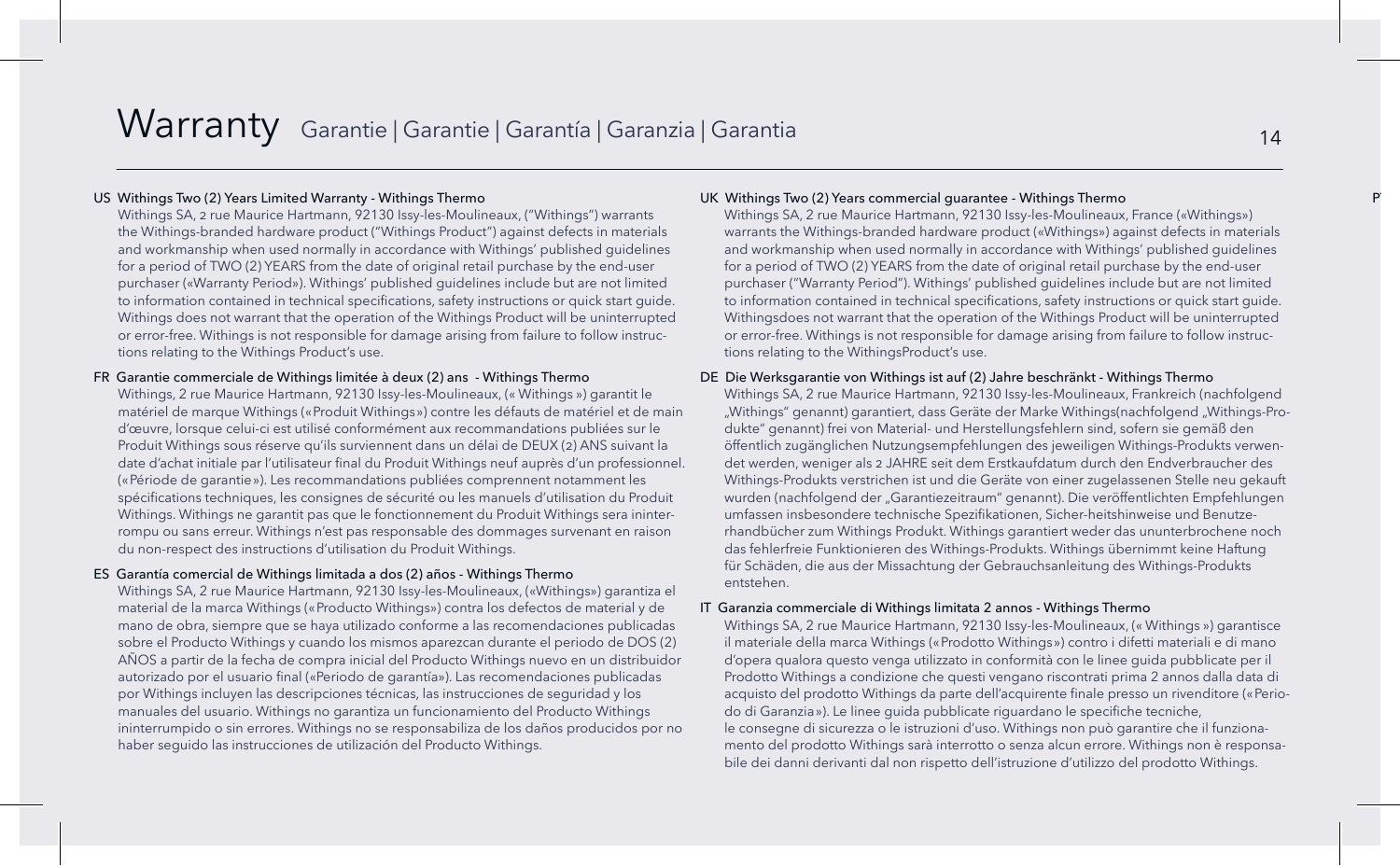# Warranty Garantie | Garantie | Garantía | Garanzia | Garantia

**US Withings Two (2) Years Limited Warranty - Withings Thermo**

Withings SA, 2 rue Maurice Hartmann, 92130 Issy-les-Moulineaux, ("Withings") warrants the Withings-branded hardware product ("Withings Product") against defects in materials and workmanship when used normally in accordance with Withings' published guidelines for a period of TWO (2) YEARS from the date of original retail purchase by the end-user purchaser («Warranty Period»). Withings' published guidelines include but are not limited to information contained in technical specifications, safety instructions or quick start guide. Withings does not warrant that the operation of the Withings Product will be uninterrupted or error-free. Withings is not responsible for damage arising from failure to follow instructions relating to the Withings Product's use.

**FR Garantie commerciale de Withings limitée à deux (2) ans - Withings Thermo**

Withings, 2 rue Maurice Hartmann, 92130 Issy-les-Moulineaux, (« Withings ») garantit le matériel de marque Withings («Produit Withings») contre les défauts de matériel et de main d'œuvre, lorsque celui-ci est utilisé conformément aux recommandations publiées sur le Produit Withings sous réserve qu'ils surviennent dans un délai de DEUX (2) ANS suivant la date d'achat initiale par l'utilisateur final du Produit Withings neuf auprès d'un professionnel. («Période de garantie»). Les recommandations publiées comprennent notamment les spécifications techniques, les consignes de sécurité ou les manuels d'utilisation du Produit Withings. Withings ne garantit pas que le fonctionnement du Produit Withings sera ininterrompu ou sans erreur. Withings n'est pas responsable des dommages survenant en raison du non-respect des instructions d'utilisation du Produit Withings.

**ES Garantía comercial de Withings limitada a dos (2) años - Withings Thermo**

Withings SA, 2 rue Maurice Hartmann, 92130 Issy-les-Moulineaux, («Withings») garantiza el material de la marca Withings («Producto Withings») contra los defectos de material y de mano de obra, siempre que se haya utilizado conforme a las recomendaciones publicadas sobre el Producto Withings y cuando los mismos aparezcan durante el periodo de DOS (2) AÑOS a partir de la fecha de compra inicial del Producto Withings nuevo en un distribuidor autorizado por el usuario final («Periodo de garantía»). Las recomendaciones publicadas por Withings incluyen las descripciones técnicas, las instrucciones de seguridad y los manuales del usuario. Withings no garantiza un funcionamiento del Producto Withings ininterrumpido o sin errores. Withings no se responsabiliza de los daños producidos por no haber seguido las instrucciones de utilización del Producto Withings.

**UK Withings Two (2) Years commercial guarantee - Withings Thermo**

Withings SA, 2 rue Maurice Hartmann, 92130 Issy-les-Moulineaux, France («Withings») warrants the Withings-branded hardware product («Withings») against defects in materials and workmanship when used normally in accordance with Withings' published guidelines for a period of TWO (2) YEARS from the date of original retail purchase by the end-user purchaser ("Warranty Period"). Withings' published guidelines include but are not limited to information contained in technical specifications, safety instructions or quick start guide. Withingsdoes not warrant that the operation of the Withings Product will be uninterrupted or error-free. Withings is not responsible for damage arising from failure to follow instructions relating to the WithingsProduct's use.

**DE Die Werksgarantie von Withings ist auf (2) Jahre beschränkt - Withings Thermo**

Withings SA, 2 rue Maurice Hartmann, 92130 Issy-les-Moulineaux, Frankreich (nachfolgend „Withings" genannt) garantiert, dass Geräte der Marke Withings(nachfolgend „Withings-Produkte" genannt) frei von Material- und Herstellungsfehlern sind, sofern sie gemäß den öffentlich zugänglichen Nutzungsempfehlungen des jeweiligen Withings-Produkts verwendet werden, weniger als 2 JAHRE seit dem Erstkaufdatum durch den Endverbraucher des Withings-Produkts verstrichen ist und die Geräte von einer zugelassenen Stelle neu gekauft wurden (nachfolgend der „Garantiezeitraum" genannt). Die veröffentlichten Empfehlungen umfassen insbesondere technische Spezifikationen, Sicher-heitshinweise und Benutzerhandbücher zum Withings Produkt. Withings garantiert weder das ununterbrochene noch das fehlerfreie Funktionieren des Withings-Produkts. Withings übernimmt keine Haftung für Schäden, die aus der Missachtung der Gebrauchsanleitung des Withings-Produkts entstehen.

**IT Garanzia commerciale di Withings limitata 2 annos - Withings Thermo**

Withings SA, 2 rue Maurice Hartmann, 92130 Issy-les-Moulineaux, (« Withings ») garantisce il materiale della marca Withings («Prodotto Withings») contro i difetti materiali e di mano d'opera qualora questo venga utilizzato in conformità con le linee guida pubblicate per il Prodotto Withings a condizione che questi vengano riscontrati prima 2 annos dalla data di acquisto del prodotto Withings da parte dell'acquirente finale presso un rivenditore («Periodo di Garanzia»). Le linee guida pubblicate riguardano le specifiche tecniche, le consegne di sicurezza o le istruzioni d'uso. Withings non può garantire che il funzionamento del prodotto Withings sarà interrotto o senza alcun errore. Withings non è responsabile dei danni derivanti dal non rispetto dell'istruzione d'utilizzo del prodotto Withings.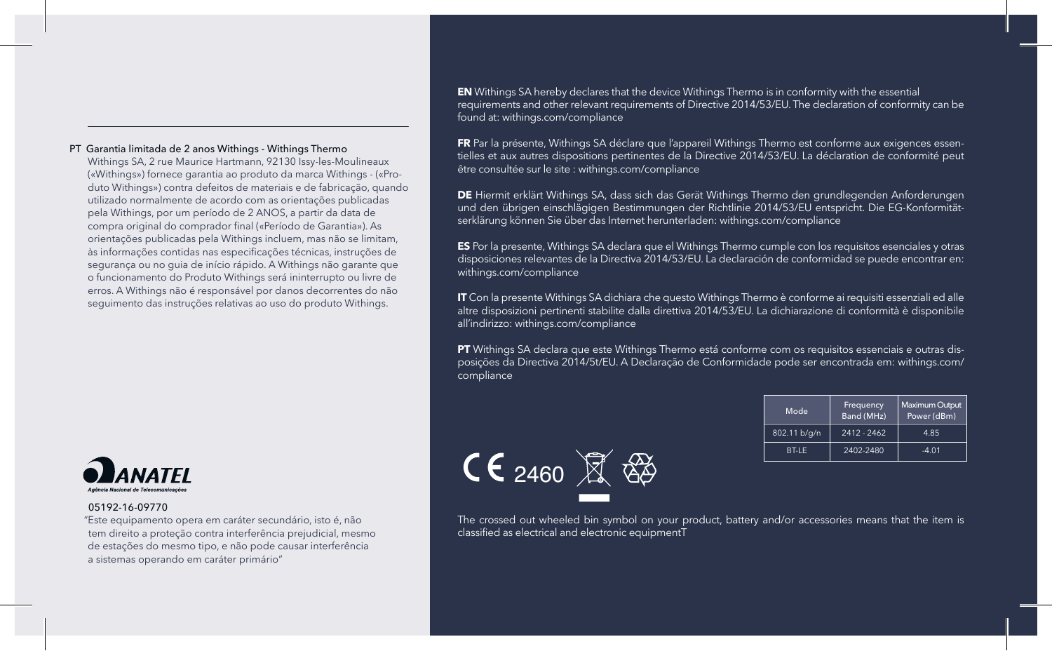PT Garantia limitada de 2 anos Withings - Withings Thermo

Withings SA, 2 rue Maurice Hartmann, 92130 Issy-les-Moulineaux («Withings») fornece garantia ao produto da marca Withings - («Produto Withings») contra defeitos de materiais e de fabricação, quando utilizado normalmente de acordo com as orientações publicadas pela Withings, por um período de 2 ANOS, a partir da data de compra original do comprador final («Período de Garantia»). As orientações publicadas pela Withings incluem, mas não se limitam, às informações contidas nas especificações técnicas, instruções de segurança ou no guia de início rápido. A Withings não garante que o funcionamento do Produto Withings será ininterrupto ou livre de erros. A Withings não é responsável por danos decorrentes do não seguimento das instruções relativas ao uso do produto Withings.

ANATEL
Agência Nacional de Telecomunicações

05192-16-09770

"Este equipamento opera em caráter secundário, isto é, não tem direito a proteção contra interferência prejudicial, mesmo de estações do mesmo tipo, e não pode causar interferência a sistemas operando em caráter primário"

**EN** Withings SA hereby declares that the device Withings Thermo is in conformity with the essential requirements and other relevant requirements of Directive 2014/53/EU. The declaration of conformity can be found at: withings.com/compliance

**FR** Par la présente, Withings SA déclare que l'appareil Withings Thermo est conforme aux exigences essentielles et aux autres dispositions pertinentes de la Directive 2014/53/EU. La déclaration de conformité peut être consultée sur le site : withings.com/compliance

**DE** Hiermit erklärt Withings SA, dass sich das Gerät Withings Thermo den grundlegenden Anforderungen und den übrigen einschlägigen Bestimmungen der Richtlinie 2014/53/EU entspricht. Die EG-Konformitätserklärung können Sie über das Internet herunterladen: withings.com/compliance

**ES** Por la presente, Withings SA declara que el Withings Thermo cumple con los requisitos esenciales y otras disposiciones relevantes de la Directiva 2014/53/EU. La declaración de conformidad se puede encontrar en: withings.com/compliance

**IT** Con la presente Withings SA dichiara che questo Withings Thermo è conforme ai requisiti essenziali ed alle altre disposizioni pertinenti stabilite dalla direttiva 2014/53/EU. La dichiarazione di conformità è disponibile all'indirizzo: withings.com/compliance

**PT** Withings SA declara que este Withings Thermo está conforme com os requisitos essenciais e outras disposições da Directiva 2014/5t/EU. A Declaração de Conformidade pode ser encontrada em: withings.com/compliance

| Mode | Frequency Band (MHz) | Maximum Output Power (dBm) |
|---|---|---|
| 802.11 b/g/n | 2412 - 2462 | 4.85 |
| BT-LE | 2402-2480 | -4.01 |

CE 2460

The crossed out wheeled bin symbol on your product, battery and/or accessories means that the item is classified as electrical and electronic equipmentT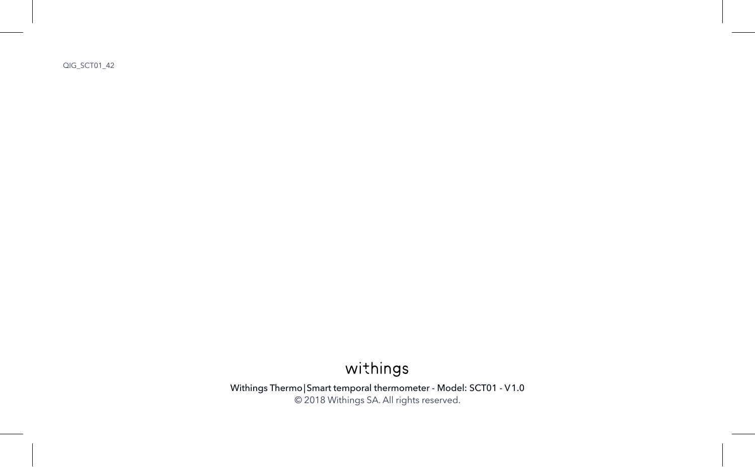QIG_SCT01_42

withings

Withings Thermo|Smart temporal thermometer - Model: SCT01 - V1.0

© 2018 Withings SA. All rights reserved.